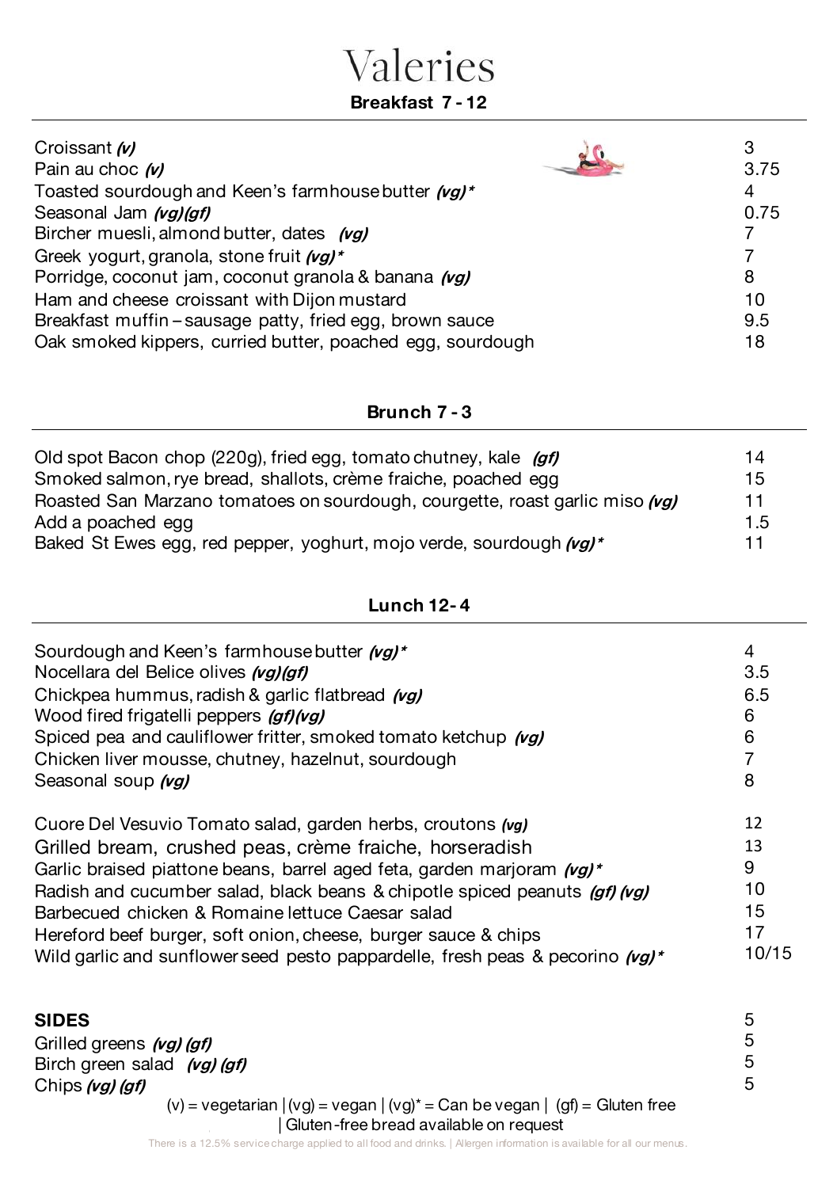# Valeries

## Breakfast 7 - 12

| | |
|---|---|
| Croissant ***(v)*** | 3 |
| Pain au choc ***(v)*** | 3.75 |
| Toasted sourdough and Keen's farmhouse butter ***(vg)**** | 4 |
| Seasonal Jam ***(vg)(gf)*** | 0.75 |
| Bircher muesli, almond butter, dates ***(vg)*** | 7 |
| Greek yogurt, granola, stone fruit ***(vg)**** | 7 |
| Porridge, coconut jam, coconut granola & banana ***(vg)*** | 8 |
| Ham and cheese croissant with Dijon mustard | 10 |
| Breakfast muffin – sausage patty, fried egg, brown sauce | 9.5 |
| Oak smoked kippers, curried butter, poached egg, sourdough | 18 |

## Brunch 7 - 3

| | |
|---|---|
| Old spot Bacon chop (220g), fried egg, tomato chutney, kale ***(gf)*** | 14 |
| Smoked salmon, rye bread, shallots, crème fraiche, poached egg | 15 |
| Roasted San Marzano tomatoes on sourdough, courgette, roast garlic miso ***(vg)*** | 11 |
| Add a poached egg | 1.5 |
| Baked St Ewes egg, red pepper, yoghurt, mojo verde, sourdough ***(vg)**** | 11 |

## Lunch 12 - 4

| | |
|---|---|
| Sourdough and Keen's farmhouse butter ***(vg)**** | 4 |
| Nocellara del Belice olives ***(vg)(gf)*** | 3.5 |
| Chickpea hummus, radish & garlic flatbread ***(vg)*** | 6.5 |
| Wood fired frigatelli peppers ***(gf)(vg)*** | 6 |
| Spiced pea and cauliflower fritter, smoked tomato ketchup ***(vg)*** | 6 |
| Chicken liver mousse, chutney, hazelnut, sourdough | 7 |
| Seasonal soup ***(vg)*** | 8 |

| | |
|---|---|
| Cuore Del Vesuvio Tomato salad, garden herbs, croutons ***(vg)*** | 12 |
| Grilled bream, crushed peas, crème fraiche, horseradish | 13 |
| Garlic braised piattone beans, barrel aged feta, garden marjoram ***(vg)**** | 9 |
| Radish and cucumber salad, black beans & chipotle spiced peanuts ***(gf) (vg)*** | 10 |
| Barbecued chicken & Romaine lettuce Caesar salad | 15 |
| Hereford beef burger, soft onion, cheese, burger sauce & chips | 17 |
| Wild garlic and sunflower seed pesto pappardelle, fresh peas & pecorino ***(vg)**** | 10/15 |

## SIDES

| | 5 |
|---|---|
| Grilled greens ***(vg) (gf)*** | 5 |
| Birch green salad ***(vg) (gf)*** | 5 |
| Chips ***(vg) (gf)*** | 5 |

(v) = vegetarian | (vg) = vegan | (vg)* = Can be vegan | (gf) = Gluten free | Gluten-free bread available on request

There is a 12.5% service charge applied to all food and drinks. | Allergen information is available for all our menus.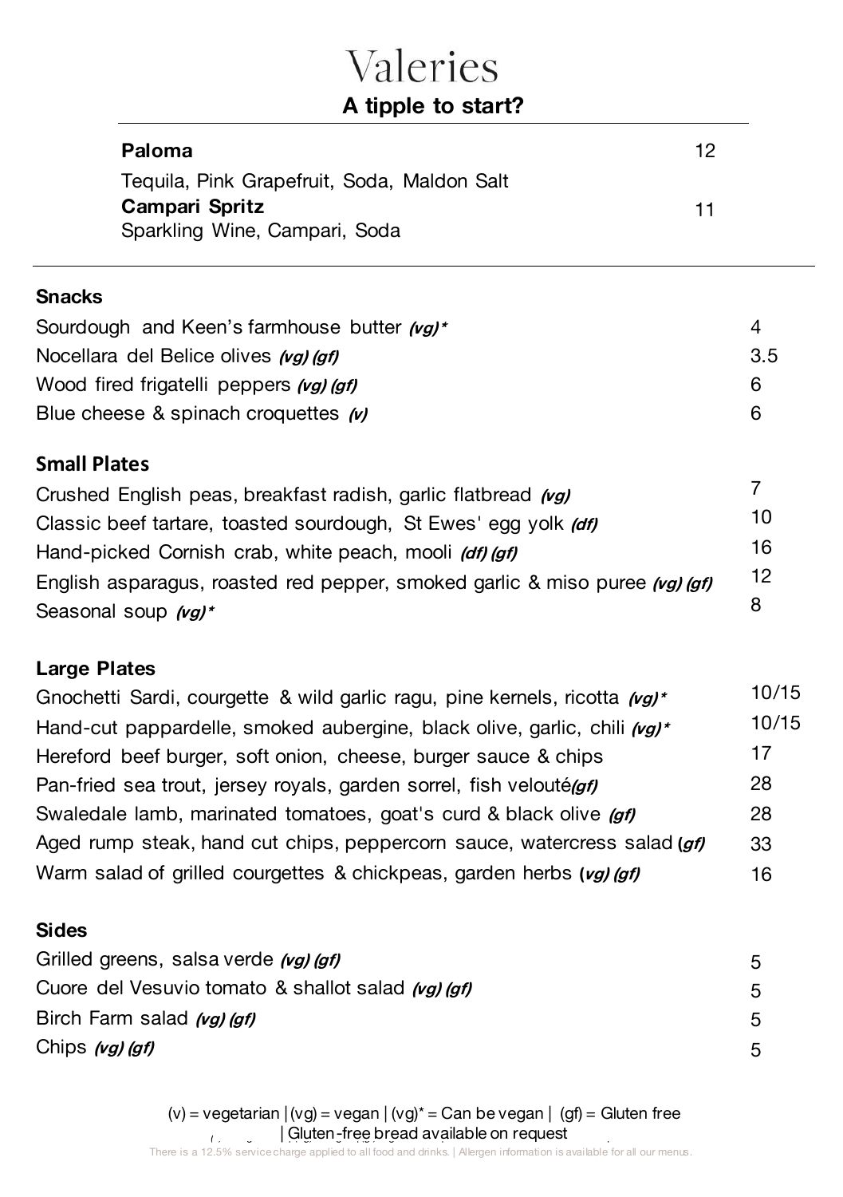# Valeries

## A tipple to start?

| | |
|---|---|
| **Paloma**<br>Tequila, Pink Grapefruit, Soda, Maldon Salt | 12 |
| **Campari Spritz**<br>Sparkling Wine, Campari, Soda | 11 |

### Snacks

| | |
|---|---|
| Sourdough and Keen's farmhouse butter ***(vg)**** | 4 |
| Nocellara del Belice olives ***(vg) (gf)*** | 3.5 |
| Wood fired frigatelli peppers ***(vg) (gf)*** | 6 |
| Blue cheese & spinach croquettes ***(v)*** | 6 |

### Small Plates

| | |
|---|---|
| Crushed English peas, breakfast radish, garlic flatbread ***(vg)*** | 7 |
| Classic beef tartare, toasted sourdough, St Ewes' egg yolk ***(df)*** | 10 |
| Hand-picked Cornish crab, white peach, mooli ***(df) (gf)*** | 16 |
| English asparagus, roasted red pepper, smoked garlic & miso puree ***(vg) (gf)*** | 12 |
| Seasonal soup ***(vg)**** | 8 |

### Large Plates

| | |
|---|---|
| Gnochetti Sardi, courgette & wild garlic ragu, pine kernels, ricotta ***(vg)**** | 10/15 |
| Hand-cut pappardelle, smoked aubergine, black olive, garlic, chili ***(vg)**** | 10/15 |
| Hereford beef burger, soft onion, cheese, burger sauce & chips | 17 |
| Pan-fried sea trout, jersey royals, garden sorrel, fish velouté***(gf)*** | 28 |
| Swaledale lamb, marinated tomatoes, goat's curd & black olive ***(gf)*** | 28 |
| Aged rump steak, hand cut chips, peppercorn sauce, watercress salad ***(gf)*** | 33 |
| Warm salad of grilled courgettes & chickpeas, garden herbs ***(vg) (gf)*** | 16 |

### Sides

| | |
|---|---|
| Grilled greens, salsa verde ***(vg) (gf)*** | 5 |
| Cuore del Vesuvio tomato & shallot salad ***(vg) (gf)*** | 5 |
| Birch Farm salad ***(vg) (gf)*** | 5 |
| Chips ***(vg) (gf)*** | 5 |

(v) = vegetarian | (vg) = vegan | (vg)* = Can be vegan | (gf) = Gluten free | Gluten-free bread available on request

There is a 12.5% service charge applied to all food and drinks. | Allergen information is available for all our menus.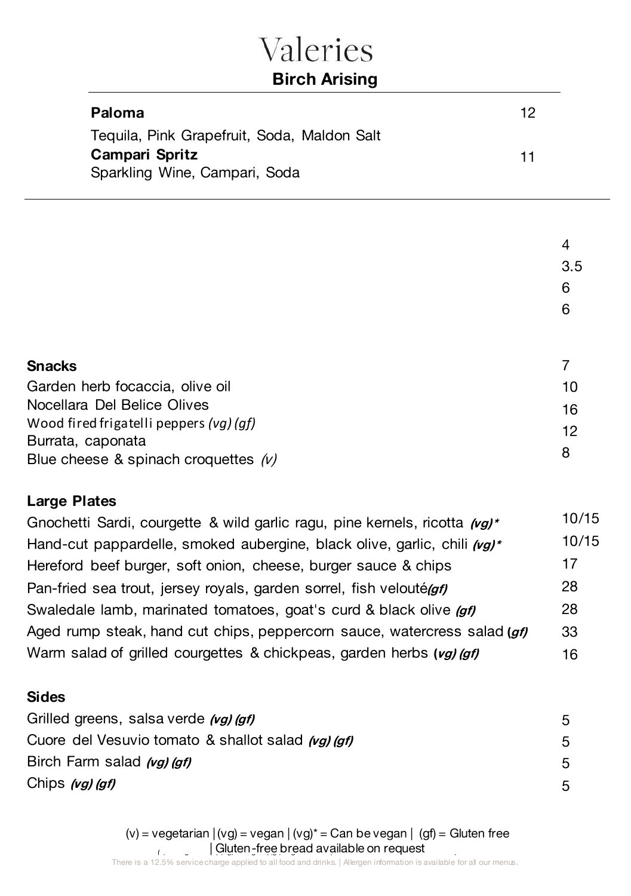# Valeries

## Birch Arising

**Paloma** 12

Tequila, Pink Grapefruit, Soda, Maldon Salt

**Campari Spritz** 11

Sparkling Wine, Campari, Soda

---

4
3.5
6
6

## Snacks

| | |
|---|---|
| | 7 |
| Garden herb focaccia, olive oil | 10 |
| Nocellara Del Belice Olives | 16 |
| Wood fired frigatelli peppers *(vg) (gf)* | 12 |
| Burrata, caponata | 8 |
| Blue cheese & spinach croquettes *(v)* | |

## Large Plates

| | |
|---|---|
| Gnochetti Sardi, courgette & wild garlic ragu, pine kernels, ricotta ***(vg)**** | 10/15 |
| Hand-cut pappardelle, smoked aubergine, black olive, garlic, chili ***(vg)**** | 10/15 |
| Hereford beef burger, soft onion, cheese, burger sauce & chips | 17 |
| Pan-fried sea trout, jersey royals, garden sorrel, fish velouté***(gf)*** | 28 |
| Swaledale lamb, marinated tomatoes, goat's curd & black olive ***(gf)*** | 28 |
| Aged rump steak, hand cut chips, peppercorn sauce, watercress salad ***(gf)*** | 33 |
| Warm salad of grilled courgettes & chickpeas, garden herbs ***(vg) (gf)*** | 16 |

## Sides

| | |
|---|---|
| Grilled greens, salsa verde ***(vg) (gf)*** | 5 |
| Cuore del Vesuvio tomato & shallot salad ***(vg) (gf)*** | 5 |
| Birch Farm salad ***(vg) (gf)*** | 5 |
| Chips ***(vg) (gf)*** | 5 |

(v) = vegetarian | (vg) = vegan | (vg)* = Can be vegan | (gf) = Gluten free

| Gluten-free bread available on request

There is a 12.5% service charge applied to all food and drinks. | Allergen information is available for all our menus.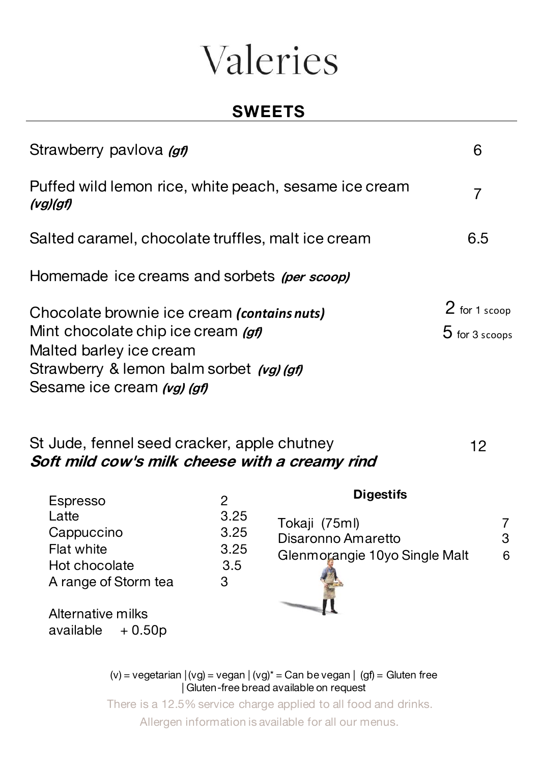# Valeries

## SWEETS

| | |
|---|---|
| Strawberry pavlova ***(gf)*** | 6 |
| Puffed wild lemon rice, white peach, sesame ice cream ***(vg)(gf)*** | 7 |
| Salted caramel, chocolate truffles, malt ice cream | 6.5 |

Homemade ice creams and sorbets ***(per scoop)***

2 for 1 scoop
5 for 3 scoops

- Chocolate brownie ice cream ***(contains nuts)***
- Mint chocolate chip ice cream ***(gf)***
- Malted barley ice cream
- Strawberry & lemon balm sorbet ***(vg) (gf)***
- Sesame ice cream ***(vg) (gf)***

St Jude, fennel seed cracker, apple chutney — 12
***Soft mild cow's milk cheese with a creamy rind***

| | |
|---|---|
| Espresso | 2 |
| Latte | 3.25 |
| Cappuccino | 3.25 |
| Flat white | 3.25 |
| Hot chocolate | 3.5 |
| A range of Storm tea | 3 |

Alternative milks available + 0.50p

**Digestifs**

| | |
|---|---|
| Tokaji (75ml) | 7 |
| Disaronno Amaretto | 3 |
| Glenmorangie 10yo Single Malt | 6 |

(v) = vegetarian | (vg) = vegan | (vg)* = Can be vegan | (gf) = Gluten free | Gluten-free bread available on request

There is a 12.5% service charge applied to all food and drinks.

Allergen information is available for all our menus.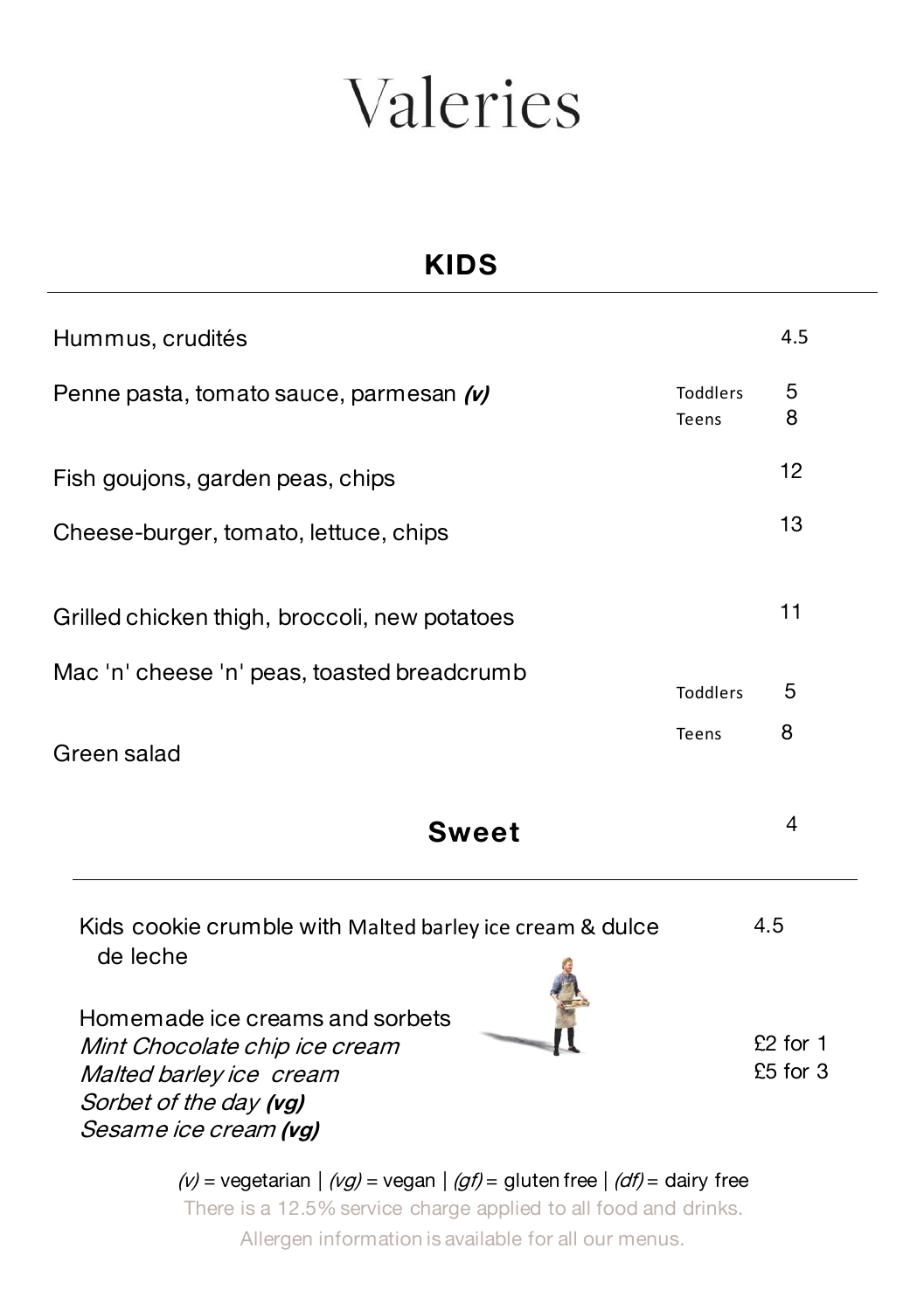# Valeries

## KIDS

| Item | | Price |
|---|---|---|
| Hummus, crudités | | 4.5 |
| Penne pasta, tomato sauce, parmesan ***(v)*** | Toddlers | 5 |
| | Teens | 8 |
| Fish goujons, garden peas, chips | | 12 |
| Cheese-burger, tomato, lettuce, chips | | 13 |
| Grilled chicken thigh, broccoli, new potatoes | | 11 |
| Mac 'n' cheese 'n' peas, toasted breadcrumb | Toddlers | 5 |
| | Teens | 8 |
| Green salad | | 4 |

## Sweet

| Item | Price |
|---|---|
| Kids cookie crumble with Malted barley ice cream & dulce de leche | 4.5 |
| Homemade ice creams and sorbets<br>*Mint Chocolate chip ice cream*<br>*Malted barley ice cream*<br>*Sorbet of the day **(vg)***<br>*Sesame ice cream **(vg)*** | £2 for 1<br>£5 for 3 |

*(v)* = vegetarian | *(vg)* = vegan | *(gf)* = gluten free | *(df)* = dairy free

There is a 12.5% service charge applied to all food and drinks.

Allergen information is available for all our menus.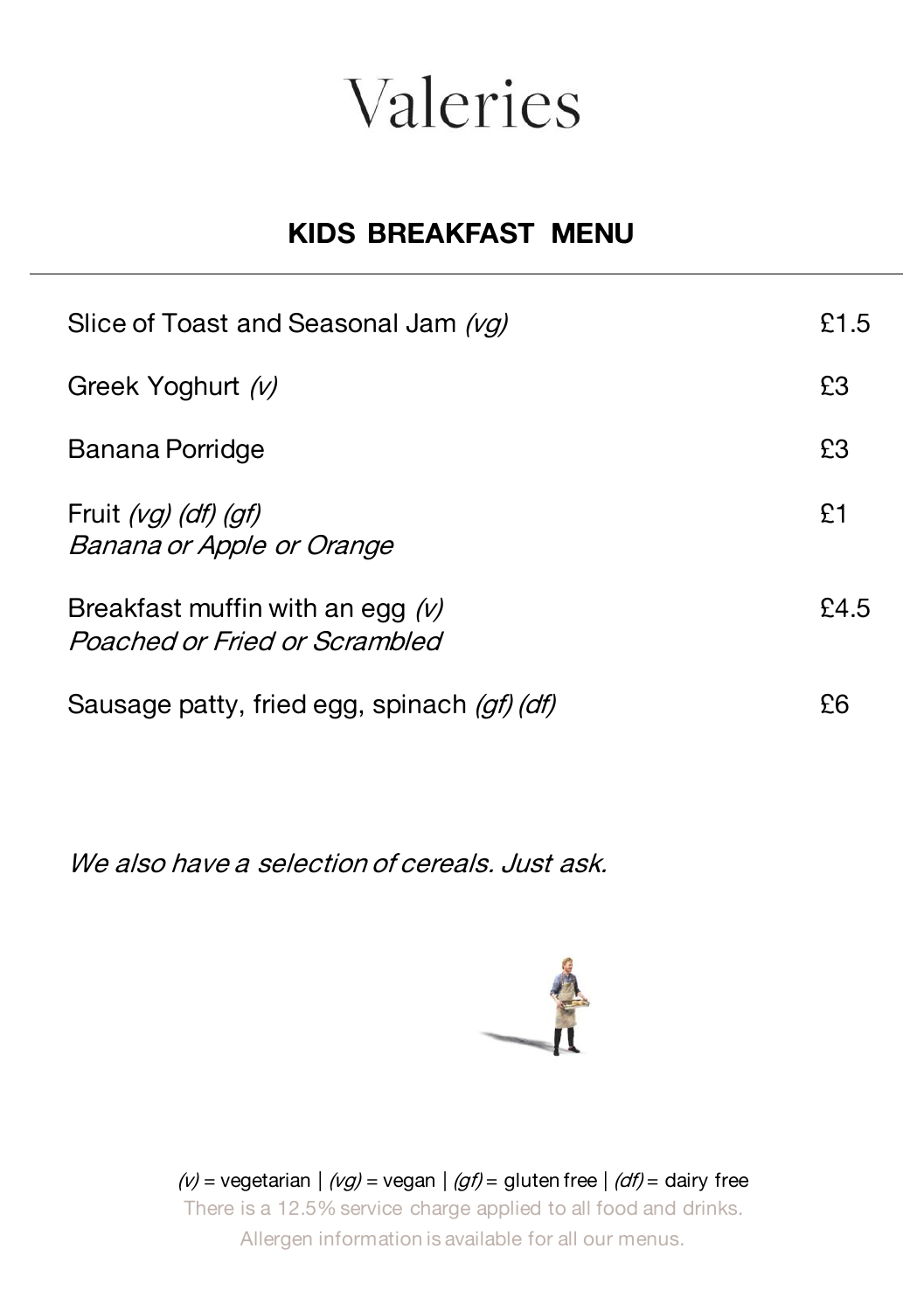# Valeries

## KIDS BREAKFAST MENU

| Item | Price |
| --- | --- |
| Slice of Toast and Seasonal Jam *(vg)* | £1.5 |
| Greek Yoghurt *(v)* | £3 |
| Banana Porridge | £3 |
| Fruit *(vg) (df) (gf)*<br>*Banana or Apple or Orange* | £1 |
| Breakfast muffin with an egg *(v)*<br>*Poached or Fried or Scrambled* | £4.5 |
| Sausage patty, fried egg, spinach *(gf) (df)* | £6 |

*We also have a selection of cereals. Just ask.*

*(v)* = vegetarian | *(vg)* = vegan | *(gf)* = gluten free | *(df)* = dairy free

There is a 12.5% service charge applied to all food and drinks.

Allergen information is available for all our menus.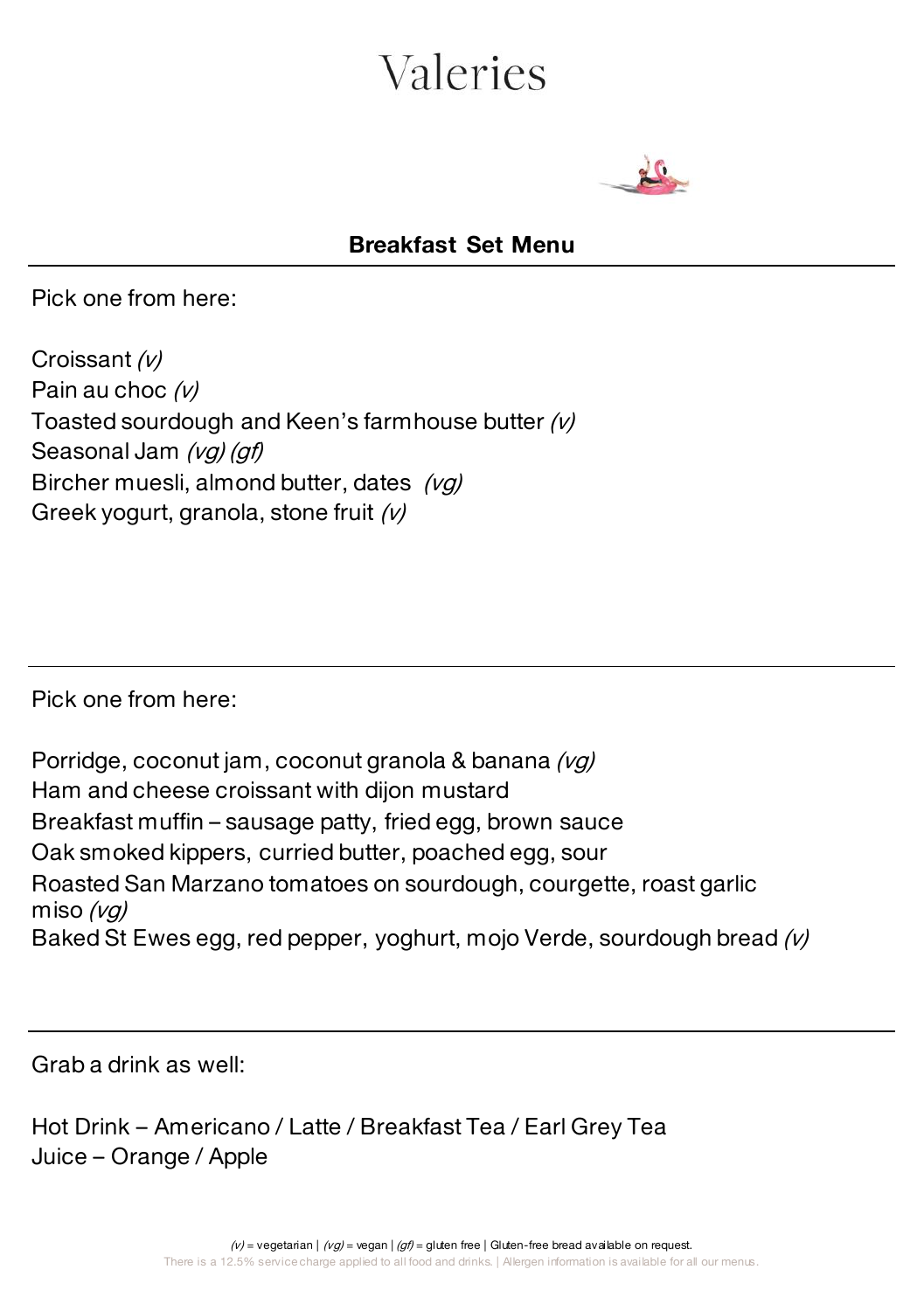# Valeries

## Breakfast Set Menu

Pick one from here:

Croissant *(v)*
Pain au choc *(v)*
Toasted sourdough and Keen's farmhouse butter *(v)*
Seasonal Jam *(vg) (gf)*
Bircher muesli, almond butter, dates *(vg)*
Greek yogurt, granola, stone fruit *(v)*

---

Pick one from here:

Porridge, coconut jam, coconut granola & banana *(vg)*
Ham and cheese croissant with dijon mustard
Breakfast muffin – sausage patty, fried egg, brown sauce
Oak smoked kippers, curried butter, poached egg, sour
Roasted San Marzano tomatoes on sourdough, courgette, roast garlic miso *(vg)*
Baked St Ewes egg, red pepper, yoghurt, mojo Verde, sourdough bread *(v)*

---

Grab a drink as well:

Hot Drink – Americano / Latte / Breakfast Tea / Earl Grey Tea
Juice – Orange / Apple

*(v)* = vegetarian | *(vg)* = vegan | *(gf)* = gluten free | Gluten-free bread available on request.
There is a 12.5% service charge applied to all food and drinks. | Allergen information is available for all our menus.